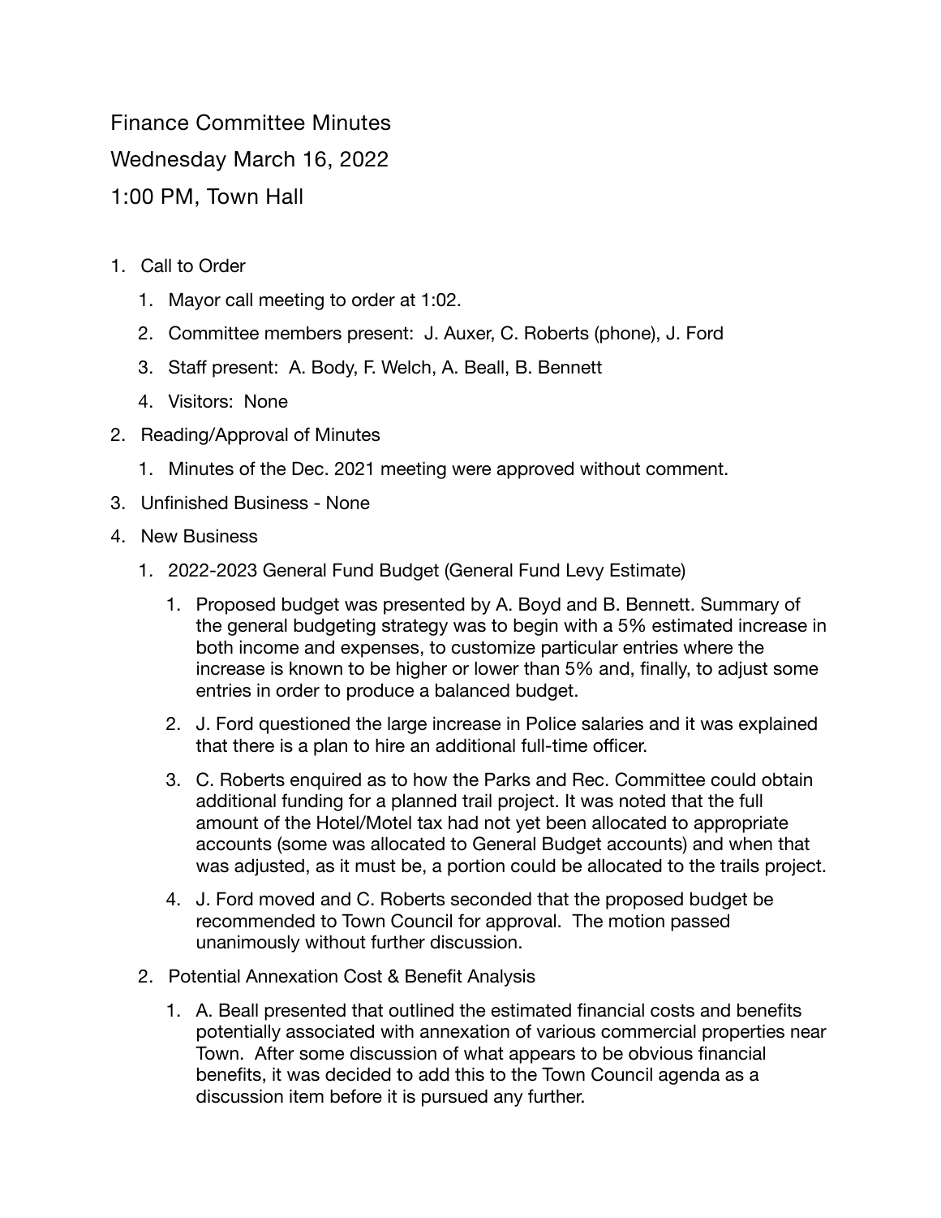Finance Committee Minutes

Wednesday March 16, 2022

1:00 PM, Town Hall

1. Call to Order
    1. Mayor call meeting to order at 1:02.
    2. Committee members present: J. Auxer, C. Roberts (phone), J. Ford
    3. Staff present: A. Body, F. Welch, A. Beall, B. Bennett
    4. Visitors: None
2. Reading/Approval of Minutes
    1. Minutes of the Dec. 2021 meeting were approved without comment.
3. Unfinished Business - None
4. New Business
    1. 2022-2023 General Fund Budget (General Fund Levy Estimate)
        1. Proposed budget was presented by A. Boyd and B. Bennett. Summary of the general budgeting strategy was to begin with a 5% estimated increase in both income and expenses, to customize particular entries where the increase is known to be higher or lower than 5% and, finally, to adjust some entries in order to produce a balanced budget.
        2. J. Ford questioned the large increase in Police salaries and it was explained that there is a plan to hire an additional full-time officer.
        3. C. Roberts enquired as to how the Parks and Rec. Committee could obtain additional funding for a planned trail project. It was noted that the full amount of the Hotel/Motel tax had not yet been allocated to appropriate accounts (some was allocated to General Budget accounts) and when that was adjusted, as it must be, a portion could be allocated to the trails project.
        4. J. Ford moved and C. Roberts seconded that the proposed budget be recommended to Town Council for approval. The motion passed unanimously without further discussion.
    2. Potential Annexation Cost & Benefit Analysis
        1. A. Beall presented that outlined the estimated financial costs and benefits potentially associated with annexation of various commercial properties near Town. After some discussion of what appears to be obvious financial benefits, it was decided to add this to the Town Council agenda as a discussion item before it is pursued any further.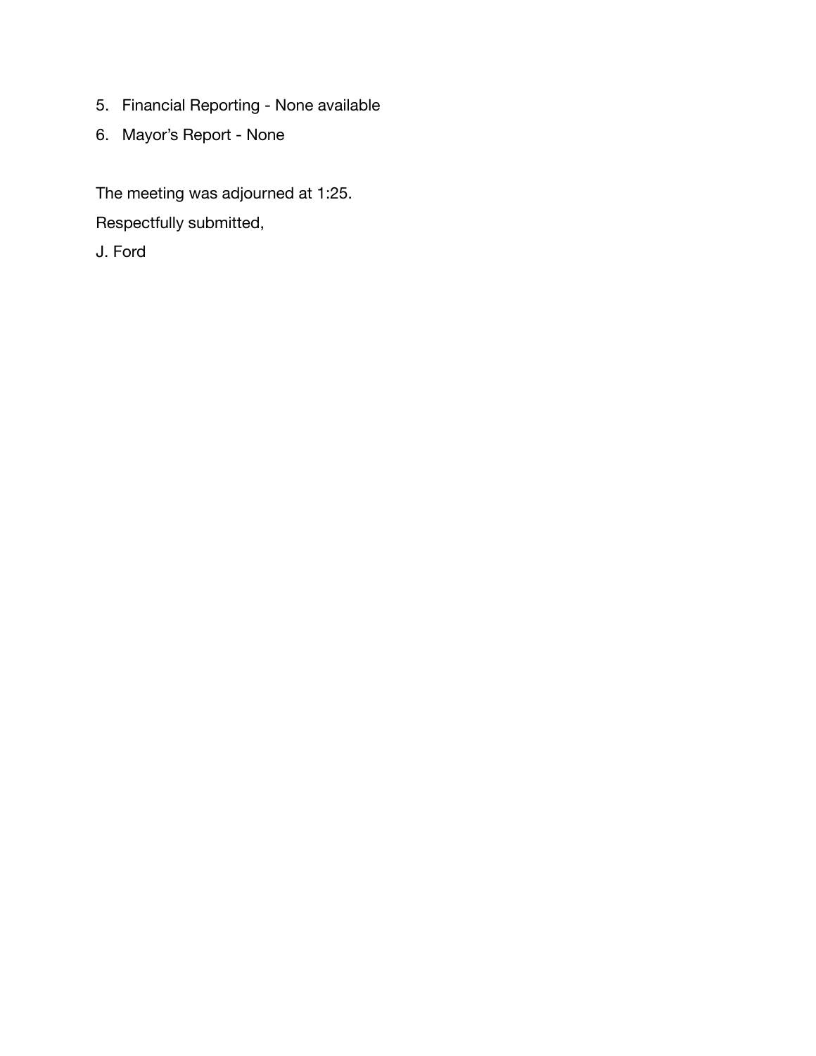5. Financial Reporting - None available
6. Mayor's Report - None

The meeting was adjourned at 1:25.

Respectfully submitted,

J. Ford